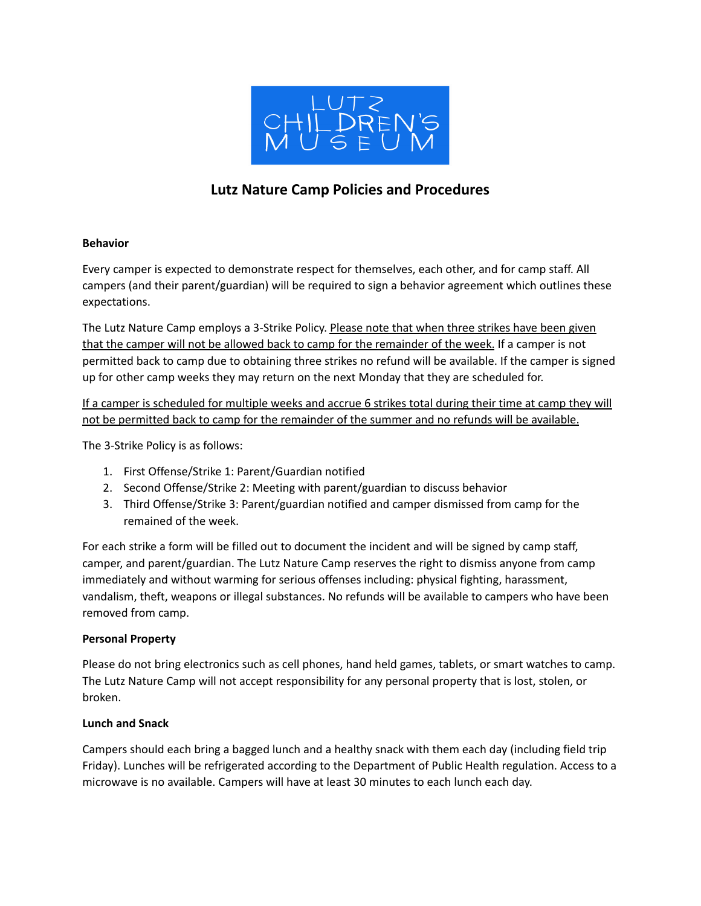LUTZ CHILDREN'S MUSEUM

# Lutz Nature Camp Policies and Procedures

**Behavior**

Every camper is expected to demonstrate respect for themselves, each other, and for camp staff. All campers (and their parent/guardian) will be required to sign a behavior agreement which outlines these expectations.

The Lutz Nature Camp employs a 3-Strike Policy. <u>Please note that when three strikes have been given that the camper will not be allowed back to camp for the remainder of the week.</u> If a camper is not permitted back to camp due to obtaining three strikes no refund will be available. If the camper is signed up for other camp weeks they may return on the next Monday that they are scheduled for.

<u>If a camper is scheduled for multiple weeks and accrue 6 strikes total during their time at camp they will not be permitted back to camp for the remainder of the summer and no refunds will be available.</u>

The 3-Strike Policy is as follows:

1. First Offense/Strike 1: Parent/Guardian notified
2. Second Offense/Strike 2: Meeting with parent/guardian to discuss behavior
3. Third Offense/Strike 3: Parent/guardian notified and camper dismissed from camp for the remained of the week.

For each strike a form will be filled out to document the incident and will be signed by camp staff, camper, and parent/guardian. The Lutz Nature Camp reserves the right to dismiss anyone from camp immediately and without warming for serious offenses including: physical fighting, harassment, vandalism, theft, weapons or illegal substances. No refunds will be available to campers who have been removed from camp.

**Personal Property**

Please do not bring electronics such as cell phones, hand held games, tablets, or smart watches to camp. The Lutz Nature Camp will not accept responsibility for any personal property that is lost, stolen, or broken.

**Lunch and Snack**

Campers should each bring a bagged lunch and a healthy snack with them each day (including field trip Friday). Lunches will be refrigerated according to the Department of Public Health regulation. Access to a microwave is no available. Campers will have at least 30 minutes to each lunch each day.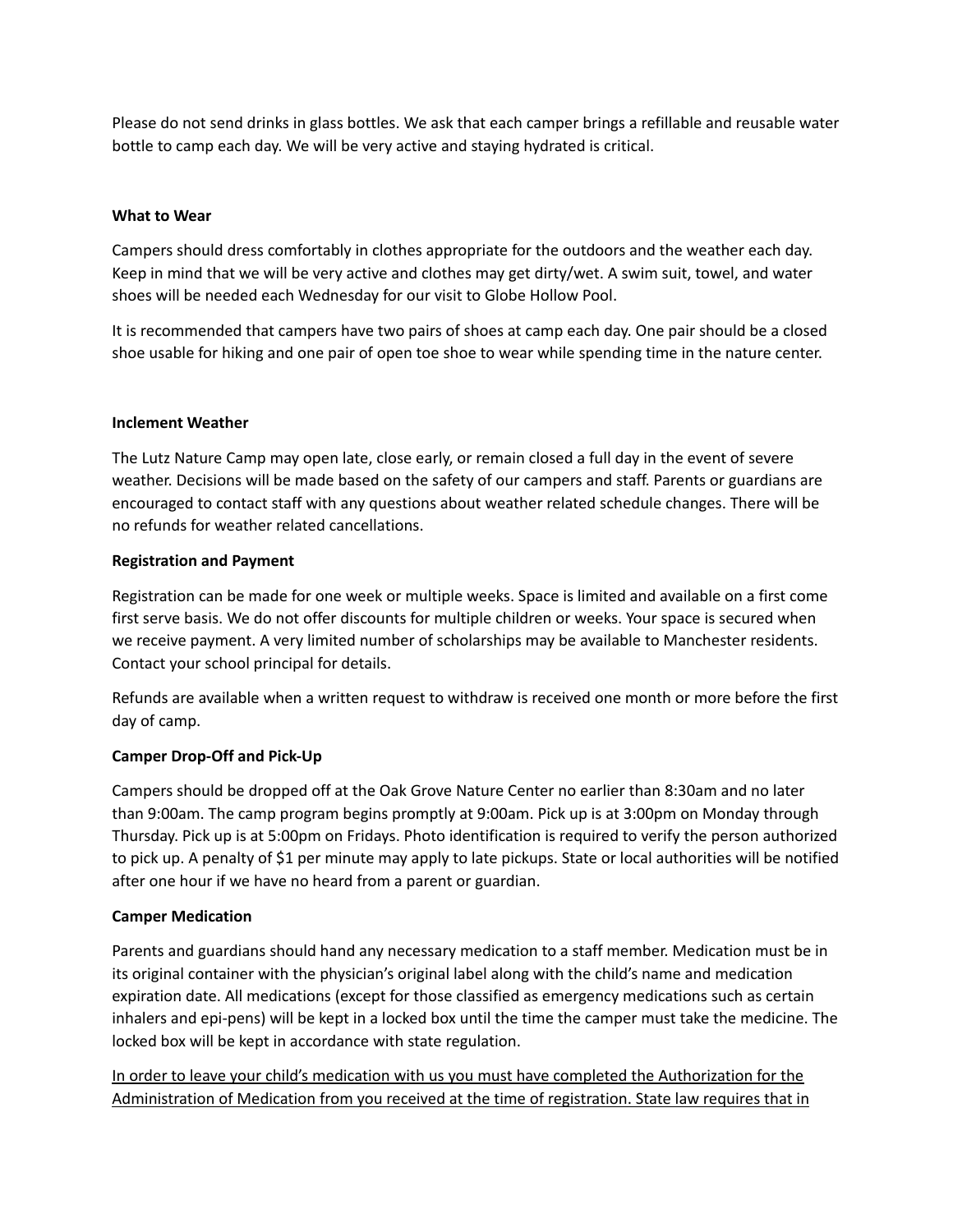Please do not send drinks in glass bottles. We ask that each camper brings a refillable and reusable water bottle to camp each day. We will be very active and staying hydrated is critical.

**What to Wear**

Campers should dress comfortably in clothes appropriate for the outdoors and the weather each day. Keep in mind that we will be very active and clothes may get dirty/wet. A swim suit, towel, and water shoes will be needed each Wednesday for our visit to Globe Hollow Pool.

It is recommended that campers have two pairs of shoes at camp each day. One pair should be a closed shoe usable for hiking and one pair of open toe shoe to wear while spending time in the nature center.

**Inclement Weather**

The Lutz Nature Camp may open late, close early, or remain closed a full day in the event of severe weather. Decisions will be made based on the safety of our campers and staff. Parents or guardians are encouraged to contact staff with any questions about weather related schedule changes. There will be no refunds for weather related cancellations.

**Registration and Payment**

Registration can be made for one week or multiple weeks. Space is limited and available on a first come first serve basis. We do not offer discounts for multiple children or weeks. Your space is secured when we receive payment. A very limited number of scholarships may be available to Manchester residents. Contact your school principal for details.

Refunds are available when a written request to withdraw is received one month or more before the first day of camp.

**Camper Drop-Off and Pick-Up**

Campers should be dropped off at the Oak Grove Nature Center no earlier than 8:30am and no later than 9:00am. The camp program begins promptly at 9:00am. Pick up is at 3:00pm on Monday through Thursday. Pick up is at 5:00pm on Fridays. Photo identification is required to verify the person authorized to pick up. A penalty of $1 per minute may apply to late pickups. State or local authorities will be notified after one hour if we have no heard from a parent or guardian.

**Camper Medication**

Parents and guardians should hand any necessary medication to a staff member. Medication must be in its original container with the physician's original label along with the child's name and medication expiration date. All medications (except for those classified as emergency medications such as certain inhalers and epi-pens) will be kept in a locked box until the time the camper must take the medicine. The locked box will be kept in accordance with state regulation.

<u>In order to leave your child's medication with us you must have completed the Authorization for the Administration of Medication from you received at the time of registration. State law requires that in</u>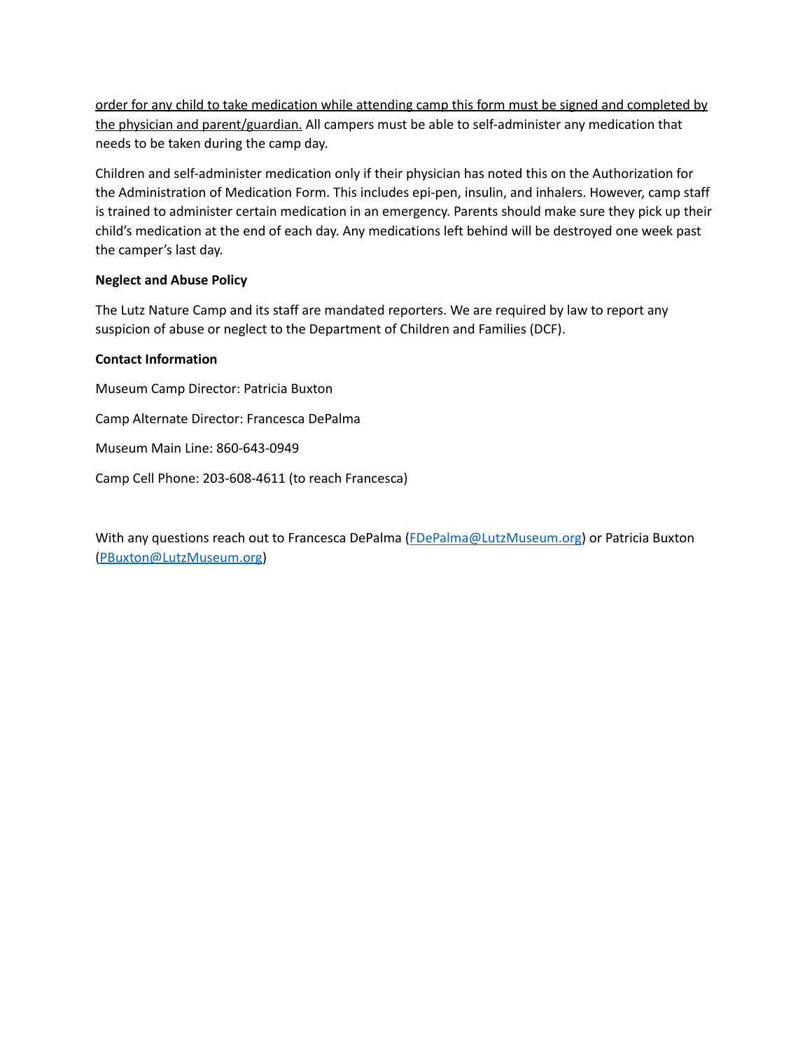order for any child to take medication while attending camp this form must be signed and completed by the physician and parent/guardian. All campers must be able to self-administer any medication that needs to be taken during the camp day.

Children and self-administer medication only if their physician has noted this on the Authorization for the Administration of Medication Form. This includes epi-pen, insulin, and inhalers. However, camp staff is trained to administer certain medication in an emergency. Parents should make sure they pick up their child's medication at the end of each day. Any medications left behind will be destroyed one week past the camper's last day.

**Neglect and Abuse Policy**

The Lutz Nature Camp and its staff are mandated reporters. We are required by law to report any suspicion of abuse or neglect to the Department of Children and Families (DCF).

**Contact Information**

Museum Camp Director: Patricia Buxton

Camp Alternate Director: Francesca DePalma

Museum Main Line: 860-643-0949

Camp Cell Phone: 203-608-4611 (to reach Francesca)

With any questions reach out to Francesca DePalma (FDePalma@LutzMuseum.org) or Patricia Buxton (PBuxton@LutzMuseum.org)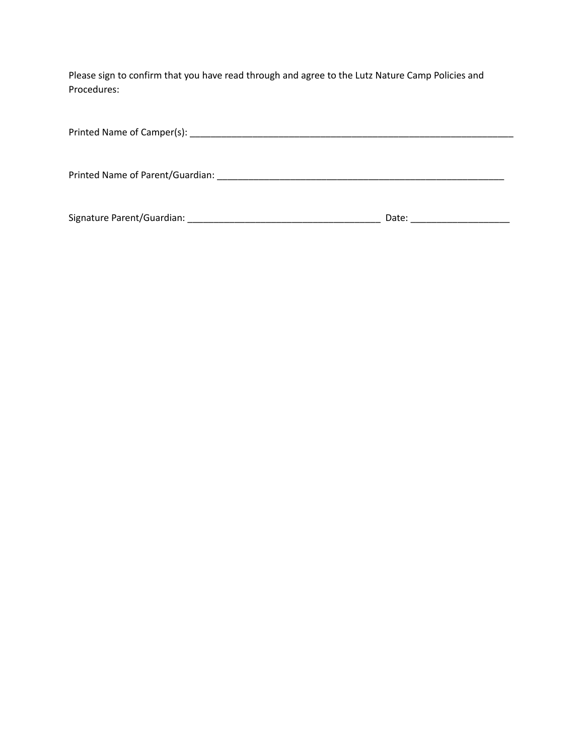Please sign to confirm that you have read through and agree to the Lutz Nature Camp Policies and Procedures:

Printed Name of Camper(s): _________________________________________________________________

Printed Name of Parent/Guardian: ___________________________________________________________

Signature Parent/Guardian: _______________________________________ Date: ___________________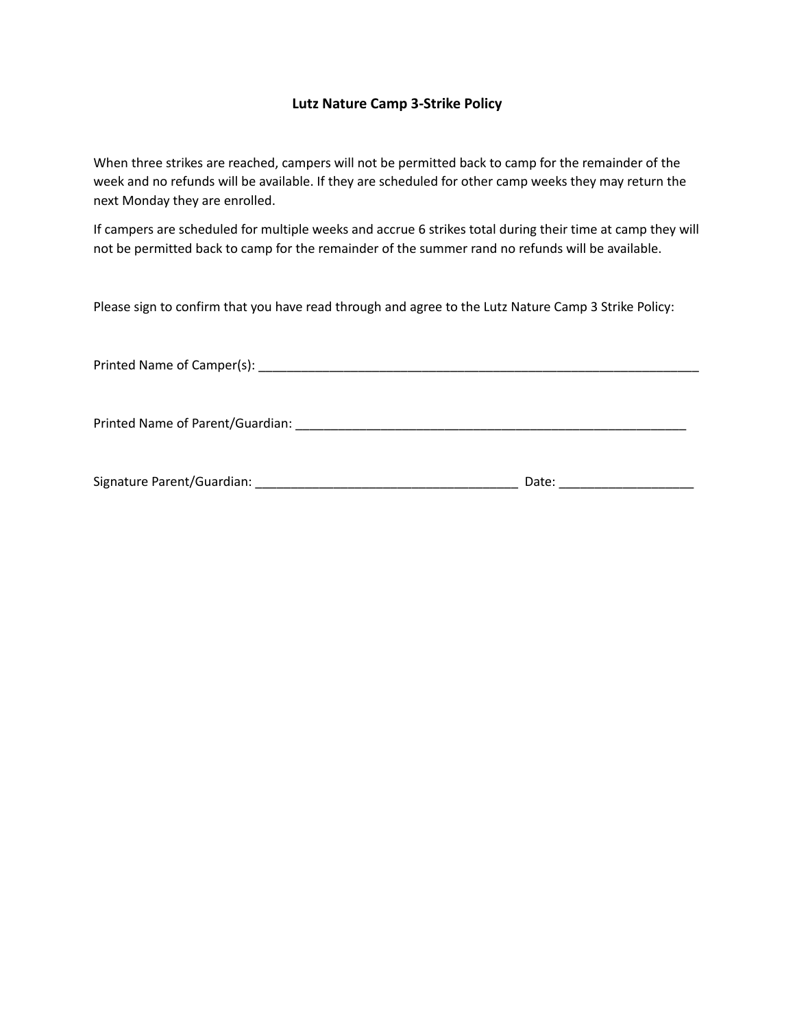## Lutz Nature Camp 3-Strike Policy

When three strikes are reached, campers will not be permitted back to camp for the remainder of the week and no refunds will be available. If they are scheduled for other camp weeks they may return the next Monday they are enrolled.

If campers are scheduled for multiple weeks and accrue 6 strikes total during their time at camp they will not be permitted back to camp for the remainder of the summer rand no refunds will be available.

Please sign to confirm that you have read through and agree to the Lutz Nature Camp 3 Strike Policy:

Printed Name of Camper(s): _________________________________________________________________

Printed Name of Parent/Guardian: __________________________________________________________

Signature Parent/Guardian: ______________________________________ Date: ___________________